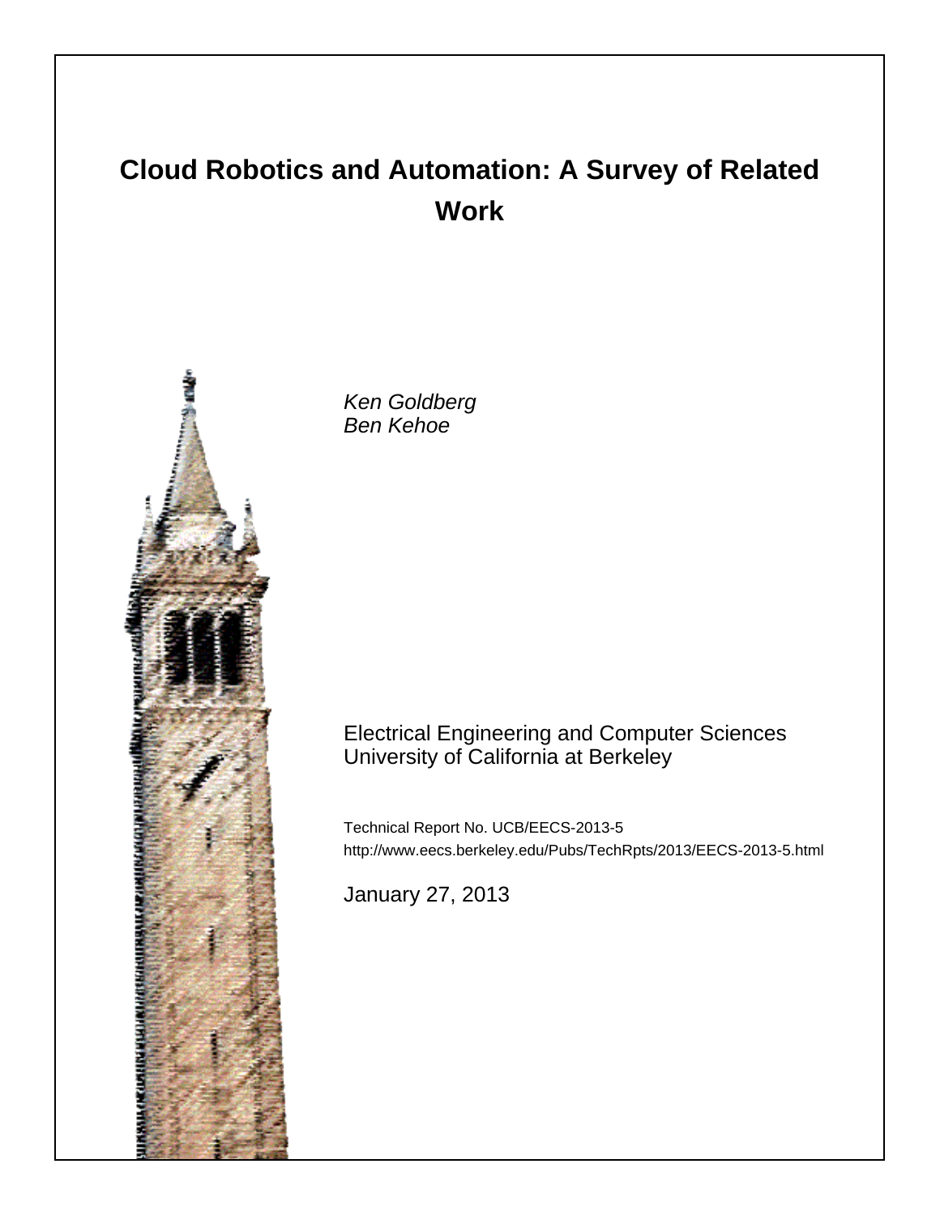# Cloud Robotics and Automation: A Survey of Related Work

*Ken Goldberg*
*Ben Kehoe*

Electrical Engineering and Computer Sciences
University of California at Berkeley

Technical Report No. UCB/EECS-2013-5
http://www.eecs.berkeley.edu/Pubs/TechRpts/2013/EECS-2013-5.html

January 27, 2013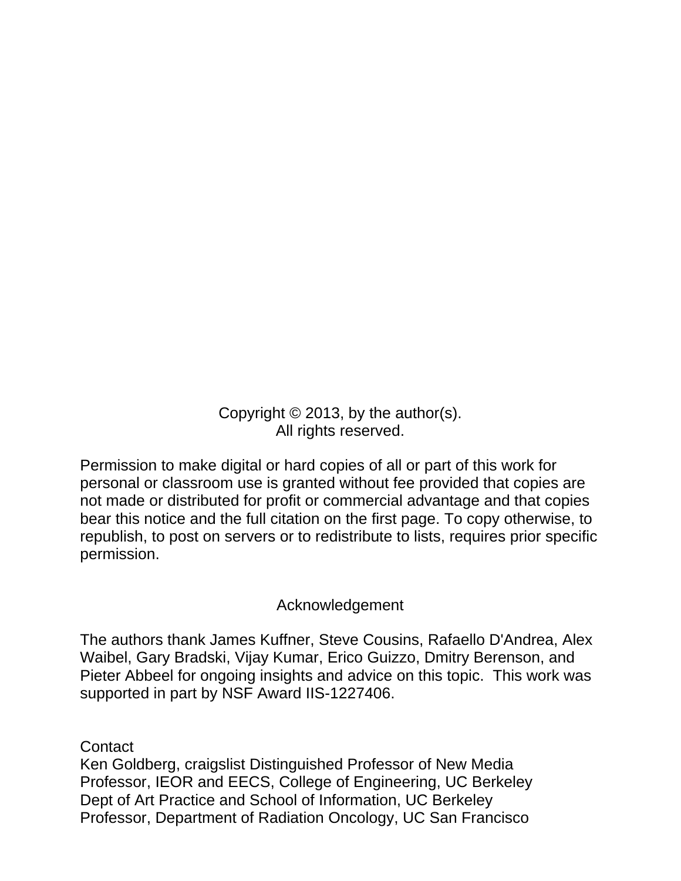Copyright © 2013, by the author(s).
All rights reserved.

Permission to make digital or hard copies of all or part of this work for personal or classroom use is granted without fee provided that copies are not made or distributed for profit or commercial advantage and that copies bear this notice and the full citation on the first page. To copy otherwise, to republish, to post on servers or to redistribute to lists, requires prior specific permission.

## Acknowledgement

The authors thank James Kuffner, Steve Cousins, Rafaello D'Andrea, Alex Waibel, Gary Bradski, Vijay Kumar, Erico Guizzo, Dmitry Berenson, and Pieter Abbeel for ongoing insights and advice on this topic. This work was supported in part by NSF Award IIS-1227406.

Contact
Ken Goldberg, craigslist Distinguished Professor of New Media
Professor, IEOR and EECS, College of Engineering, UC Berkeley
Dept of Art Practice and School of Information, UC Berkeley
Professor, Department of Radiation Oncology, UC San Francisco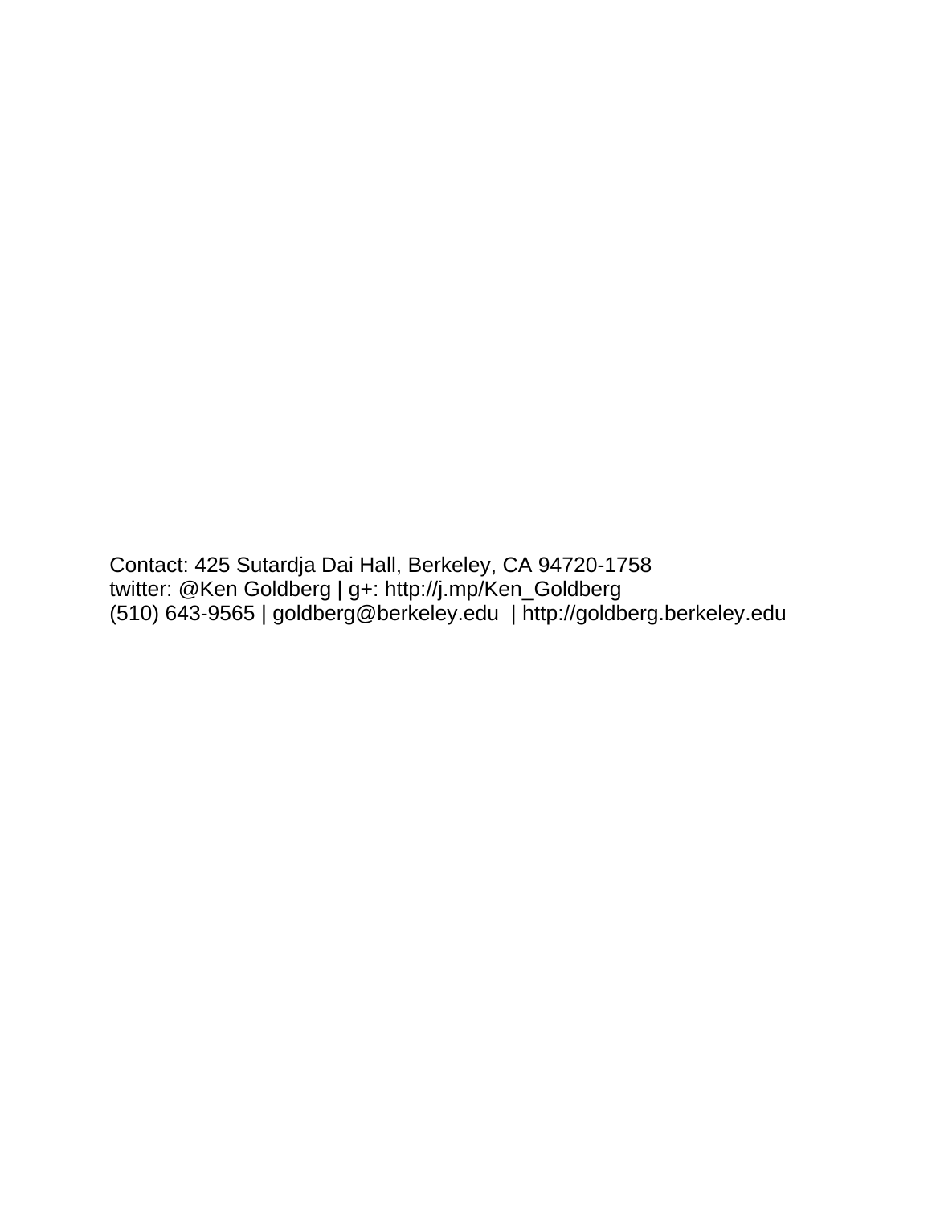Contact: 425 Sutardja Dai Hall, Berkeley, CA 94720-1758
twitter: @Ken Goldberg | g+: http://j.mp/Ken_Goldberg
(510) 643-9565 | goldberg@berkeley.edu | http://goldberg.berkeley.edu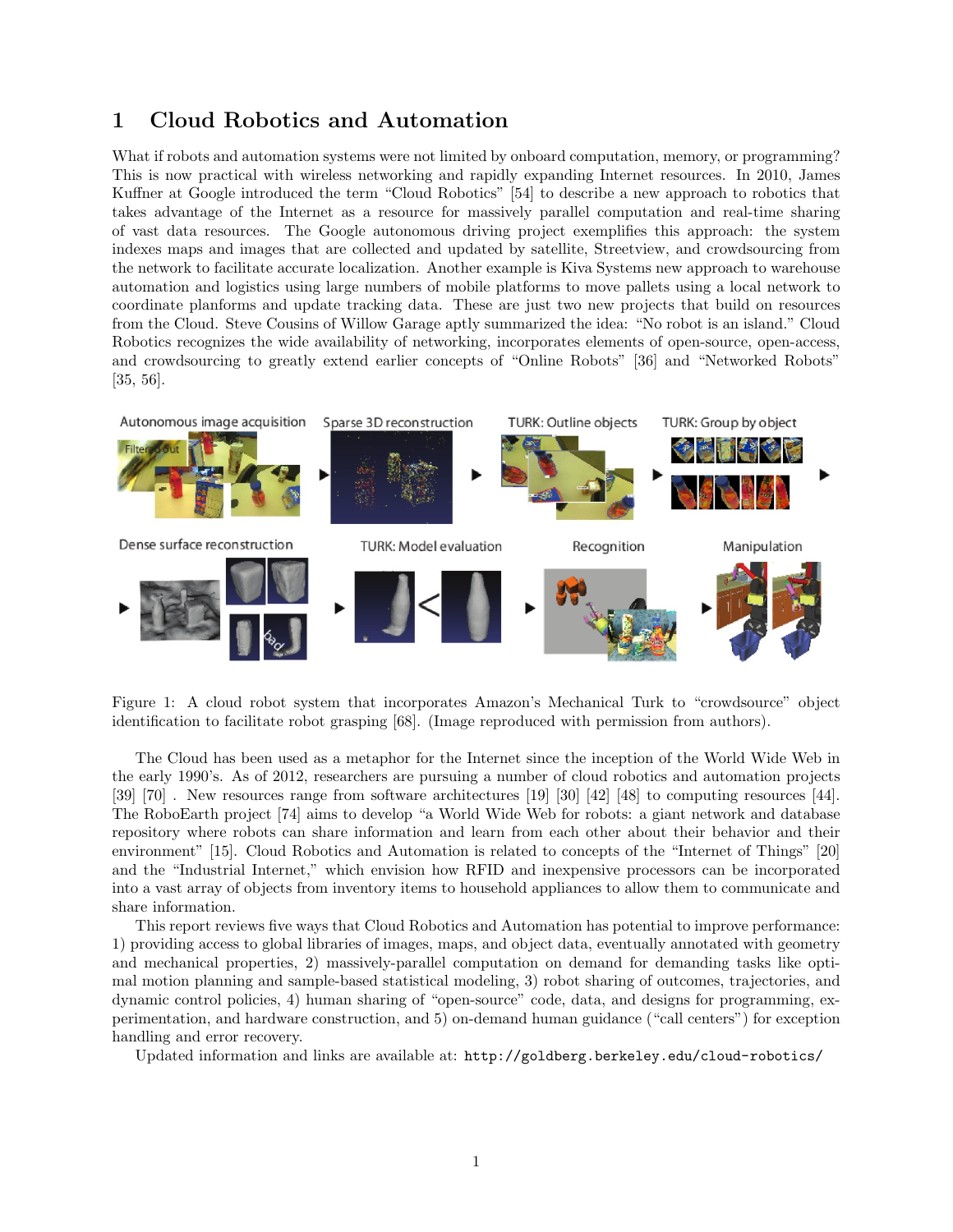# 1 Cloud Robotics and Automation

What if robots and automation systems were not limited by onboard computation, memory, or programming? This is now practical with wireless networking and rapidly expanding Internet resources. In 2010, James Kuffner at Google introduced the term "Cloud Robotics" [54] to describe a new approach to robotics that takes advantage of the Internet as a resource for massively parallel computation and real-time sharing of vast data resources. The Google autonomous driving project exemplifies this approach: the system indexes maps and images that are collected and updated by satellite, Streetview, and crowdsourcing from the network to facilitate accurate localization. Another example is Kiva Systems new approach to warehouse automation and logistics using large numbers of mobile platforms to move pallets using a local network to coordinate planforms and update tracking data. These are just two new projects that build on resources from the Cloud. Steve Cousins of Willow Garage aptly summarized the idea: "No robot is an island." Cloud Robotics recognizes the wide availability of networking, incorporates elements of open-source, open-access, and crowdsourcing to greatly extend earlier concepts of "Online Robots" [36] and "Networked Robots" [35, 56].

Figure 1: A cloud robot system that incorporates Amazon's Mechanical Turk to "crowdsource" object identification to facilitate robot grasping [68]. (Image reproduced with permission from authors).

The Cloud has been used as a metaphor for the Internet since the inception of the World Wide Web in the early 1990's. As of 2012, researchers are pursuing a number of cloud robotics and automation projects [39] [70] . New resources range from software architectures [19] [30] [42] [48] to computing resources [44]. The RoboEarth project [74] aims to develop "a World Wide Web for robots: a giant network and database repository where robots can share information and learn from each other about their behavior and their environment" [15]. Cloud Robotics and Automation is related to concepts of the "Internet of Things" [20] and the "Industrial Internet," which envision how RFID and inexpensive processors can be incorporated into a vast array of objects from inventory items to household appliances to allow them to communicate and share information.

This report reviews five ways that Cloud Robotics and Automation has potential to improve performance: 1) providing access to global libraries of images, maps, and object data, eventually annotated with geometry and mechanical properties, 2) massively-parallel computation on demand for demanding tasks like optimal motion planning and sample-based statistical modeling, 3) robot sharing of outcomes, trajectories, and dynamic control policies, 4) human sharing of "open-source" code, data, and designs for programming, experimentation, and hardware construction, and 5) on-demand human guidance ("call centers") for exception handling and error recovery.

Updated information and links are available at: `http://goldberg.berkeley.edu/cloud-robotics/`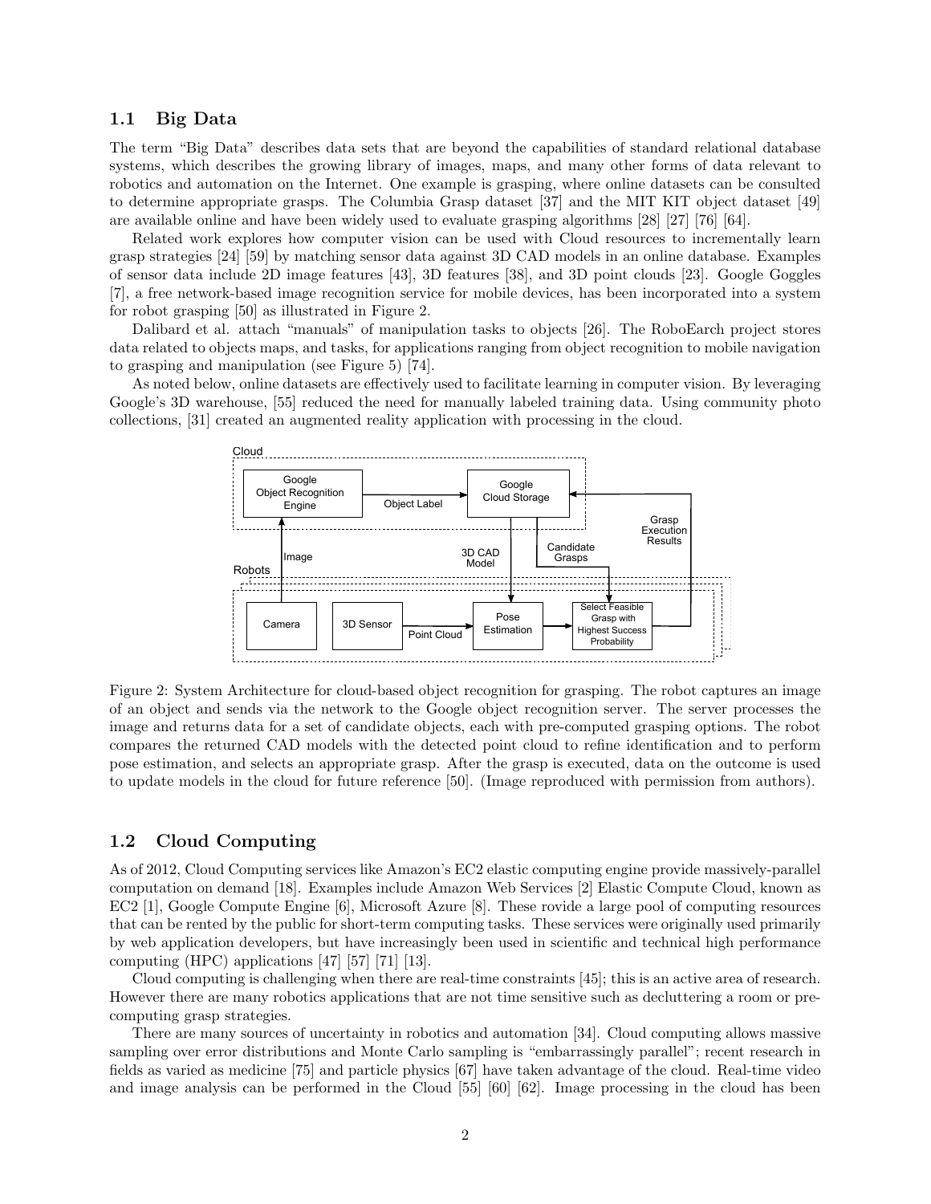### 1.1 Big Data

The term "Big Data" describes data sets that are beyond the capabilities of standard relational database systems, which describes the growing library of images, maps, and many other forms of data relevant to robotics and automation on the Internet. One example is grasping, where online datasets can be consulted to determine appropriate grasps. The Columbia Grasp dataset [37] and the MIT KIT object dataset [49] are available online and have been widely used to evaluate grasping algorithms [28] [27] [76] [64].

Related work explores how computer vision can be used with Cloud resources to incrementally learn grasp strategies [24] [59] by matching sensor data against 3D CAD models in an online database. Examples of sensor data include 2D image features [43], 3D features [38], and 3D point clouds [23]. Google Goggles [7], a free network-based image recognition service for mobile devices, has been incorporated into a system for robot grasping [50] as illustrated in Figure 2.

Dalibard et al. attach "manuals" of manipulation tasks to objects [26]. The RoboEarch project stores data related to objects maps, and tasks, for applications ranging from object recognition to mobile navigation to grasping and manipulation (see Figure 5) [74].

As noted below, online datasets are effectively used to facilitate learning in computer vision. By leveraging Google's 3D warehouse, [55] reduced the need for manually labeled training data. Using community photo collections, [31] created an augmented reality application with processing in the cloud.

Figure 2: System Architecture for cloud-based object recognition for grasping. The robot captures an image of an object and sends via the network to the Google object recognition server. The server processes the image and returns data for a set of candidate objects, each with pre-computed grasping options. The robot compares the returned CAD models with the detected point cloud to refine identification and to perform pose estimation, and selects an appropriate grasp. After the grasp is executed, data on the outcome is used to update models in the cloud for future reference [50]. (Image reproduced with permission from authors).

### 1.2 Cloud Computing

As of 2012, Cloud Computing services like Amazon's EC2 elastic computing engine provide massively-parallel computation on demand [18]. Examples include Amazon Web Services [2] Elastic Compute Cloud, known as EC2 [1], Google Compute Engine [6], Microsoft Azure [8]. These rovide a large pool of computing resources that can be rented by the public for short-term computing tasks. These services were originally used primarily by web application developers, but have increasingly been used in scientific and technical high performance computing (HPC) applications [47] [57] [71] [13].

Cloud computing is challenging when there are real-time constraints [45]; this is an active area of research. However there are many robotics applications that are not time sensitive such as decluttering a room or pre-computing grasp strategies.

There are many sources of uncertainty in robotics and automation [34]. Cloud computing allows massive sampling over error distributions and Monte Carlo sampling is "embarrassingly parallel"; recent research in fields as varied as medicine [75] and particle physics [67] have taken advantage of the cloud. Real-time video and image analysis can be performed in the Cloud [55] [60] [62]. Image processing in the cloud has been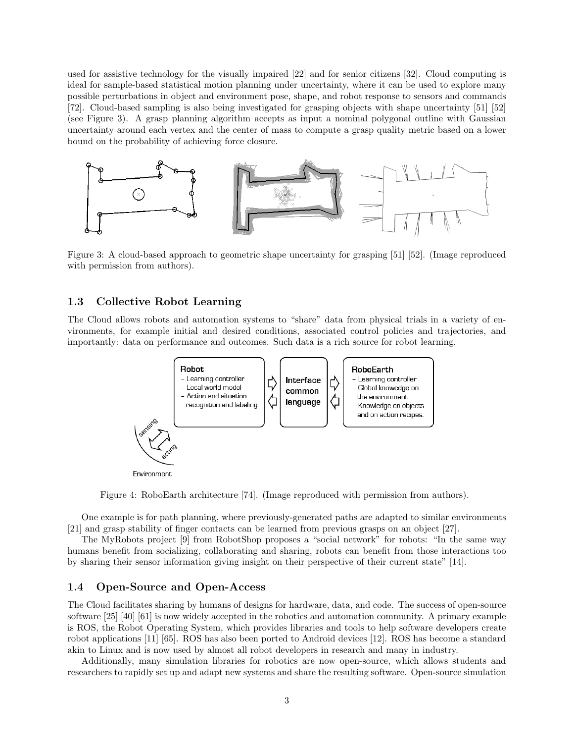used for assistive technology for the visually impaired [22] and for senior citizens [32]. Cloud computing is ideal for sample-based statistical motion planning under uncertainty, where it can be used to explore many possible perturbations in object and environment pose, shape, and robot response to sensors and commands [72]. Cloud-based sampling is also being investigated for grasping objects with shape uncertainty [51] [52] (see Figure 3). A grasp planning algorithm accepts as input a nominal polygonal outline with Gaussian uncertainty around each vertex and the center of mass to compute a grasp quality metric based on a lower bound on the probability of achieving force closure.

Figure 3: A cloud-based approach to geometric shape uncertainty for grasping [51] [52]. (Image reproduced with permission from authors).

### 1.3 Collective Robot Learning

The Cloud allows robots and automation systems to "share" data from physical trials in a variety of environments, for example initial and desired conditions, associated control policies and trajectories, and importantly: data on performance and outcomes. Such data is a rich source for robot learning.

Figure 4: RoboEarth architecture [74]. (Image reproduced with permission from authors).

One example is for path planning, where previously-generated paths are adapted to similar environments [21] and grasp stability of finger contacts can be learned from previous grasps on an object [27].

The MyRobots project [9] from RobotShop proposes a "social network" for robots: "In the same way humans benefit from socializing, collaborating and sharing, robots can benefit from those interactions too by sharing their sensor information giving insight on their perspective of their current state" [14].

### 1.4 Open-Source and Open-Access

The Cloud facilitates sharing by humans of designs for hardware, data, and code. The success of open-source software [25] [40] [61] is now widely accepted in the robotics and automation community. A primary example is ROS, the Robot Operating System, which provides libraries and tools to help software developers create robot applications [11] [65]. ROS has also been ported to Android devices [12]. ROS has become a standard akin to Linux and is now used by almost all robot developers in research and many in industry.

Additionally, many simulation libraries for robotics are now open-source, which allows students and researchers to rapidly set up and adapt new systems and share the resulting software. Open-source simulation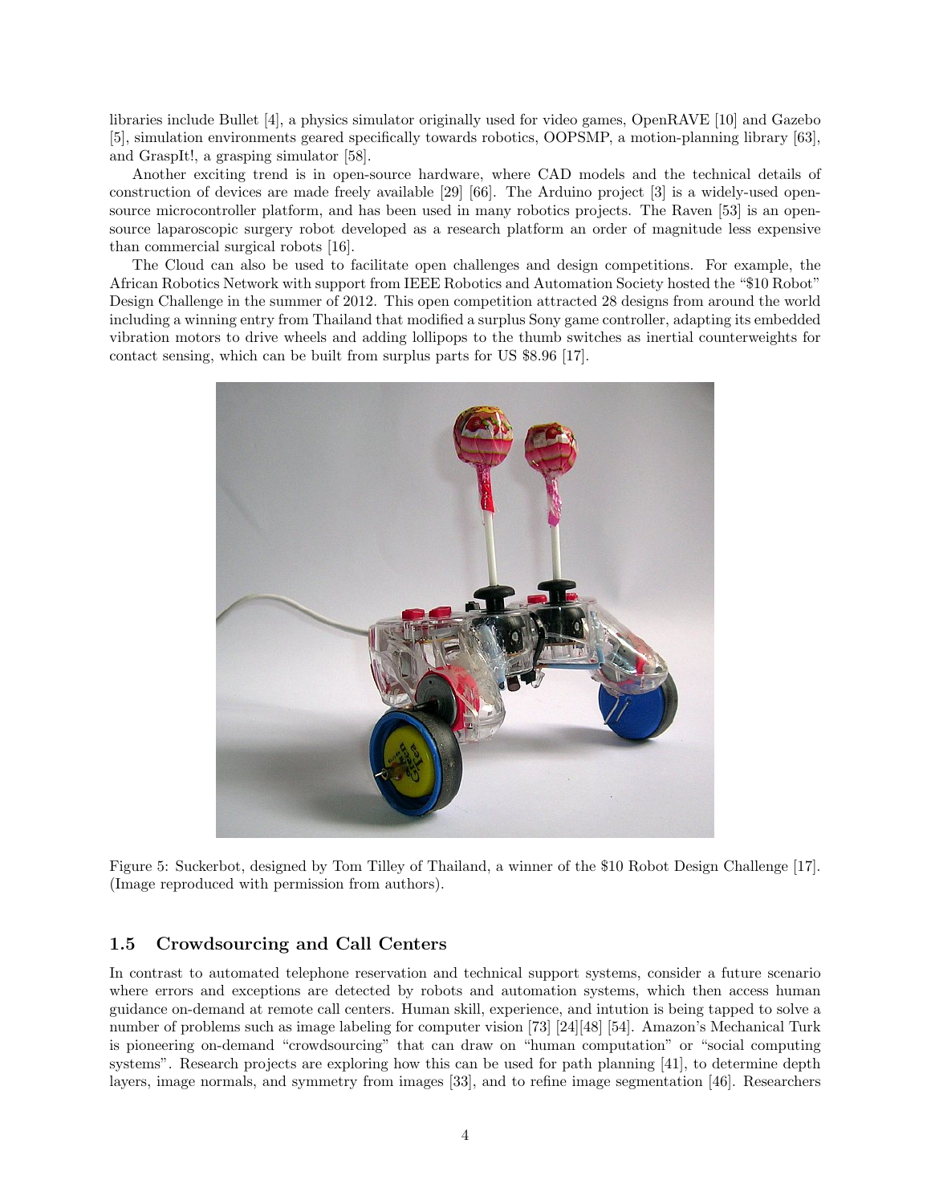libraries include Bullet [4], a physics simulator originally used for video games, OpenRAVE [10] and Gazebo [5], simulation environments geared specifically towards robotics, OOPSMP, a motion-planning library [63], and GraspIt!, a grasping simulator [58].

Another exciting trend is in open-source hardware, where CAD models and the technical details of construction of devices are made freely available [29] [66]. The Arduino project [3] is a widely-used open-source microcontroller platform, and has been used in many robotics projects. The Raven [53] is an open-source laparoscopic surgery robot developed as a research platform an order of magnitude less expensive than commercial surgical robots [16].

The Cloud can also be used to facilitate open challenges and design competitions. For example, the African Robotics Network with support from IEEE Robotics and Automation Society hosted the "$10 Robot" Design Challenge in the summer of 2012. This open competition attracted 28 designs from around the world including a winning entry from Thailand that modified a surplus Sony game controller, adapting its embedded vibration motors to drive wheels and adding lollipops to the thumb switches as inertial counterweights for contact sensing, which can be built from surplus parts for US $8.96 [17].

Figure 5: Suckerbot, designed by Tom Tilley of Thailand, a winner of the $10 Robot Design Challenge [17]. (Image reproduced with permission from authors).

### 1.5 Crowdsourcing and Call Centers

In contrast to automated telephone reservation and technical support systems, consider a future scenario where errors and exceptions are detected by robots and automation systems, which then access human guidance on-demand at remote call centers. Human skill, experience, and intution is being tapped to solve a number of problems such as image labeling for computer vision [73] [24][48] [54]. Amazon's Mechanical Turk is pioneering on-demand "crowdsourcing" that can draw on "human computation" or "social computing systems". Research projects are exploring how this can be used for path planning [41], to determine depth layers, image normals, and symmetry from images [33], and to refine image segmentation [46]. Researchers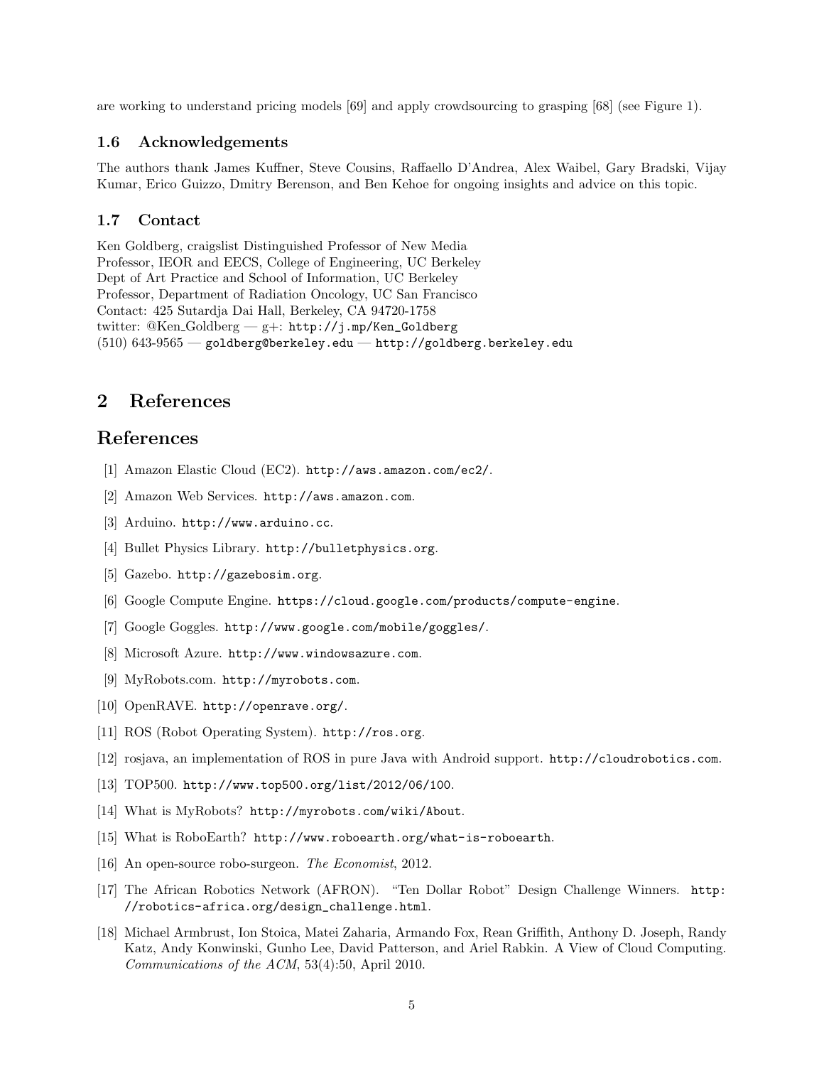are working to understand pricing models [69] and apply crowdsourcing to grasping [68] (see Figure 1).

### 1.6 Acknowledgements

The authors thank James Kuffner, Steve Cousins, Raffaello D'Andrea, Alex Waibel, Gary Bradski, Vijay Kumar, Erico Guizzo, Dmitry Berenson, and Ben Kehoe for ongoing insights and advice on this topic.

### 1.7 Contact

Ken Goldberg, craigslist Distinguished Professor of New Media
Professor, IEOR and EECS, College of Engineering, UC Berkeley
Dept of Art Practice and School of Information, UC Berkeley
Professor, Department of Radiation Oncology, UC San Francisco
Contact: 425 Sutardja Dai Hall, Berkeley, CA 94720-1758
twitter: @Ken_Goldberg — g+: `http://j.mp/Ken_Goldberg`
(510) 643-9565 — `goldberg@berkeley.edu` — `http://goldberg.berkeley.edu`

## 2 References

## References

[1] Amazon Elastic Cloud (EC2). `http://aws.amazon.com/ec2/`.

[2] Amazon Web Services. `http://aws.amazon.com`.

[3] Arduino. `http://www.arduino.cc`.

[4] Bullet Physics Library. `http://bulletphysics.org`.

[5] Gazebo. `http://gazebosim.org`.

[6] Google Compute Engine. `https://cloud.google.com/products/compute-engine`.

[7] Google Goggles. `http://www.google.com/mobile/goggles/`.

[8] Microsoft Azure. `http://www.windowsazure.com`.

[9] MyRobots.com. `http://myrobots.com`.

[10] OpenRAVE. `http://openrave.org/`.

[11] ROS (Robot Operating System). `http://ros.org`.

[12] rosjava, an implementation of ROS in pure Java with Android support. `http://cloudrobotics.com`.

[13] TOP500. `http://www.top500.org/list/2012/06/100`.

[14] What is MyRobots? `http://myrobots.com/wiki/About`.

[15] What is RoboEarth? `http://www.roboearth.org/what-is-roboearth`.

[16] An open-source robo-surgeon. *The Economist*, 2012.

[17] The African Robotics Network (AFRON). "Ten Dollar Robot" Design Challenge Winners. `http://robotics-africa.org/design_challenge.html`.

[18] Michael Armbrust, Ion Stoica, Matei Zaharia, Armando Fox, Rean Griffith, Anthony D. Joseph, Randy Katz, Andy Konwinski, Gunho Lee, David Patterson, and Ariel Rabkin. A View of Cloud Computing. *Communications of the ACM*, 53(4):50, April 2010.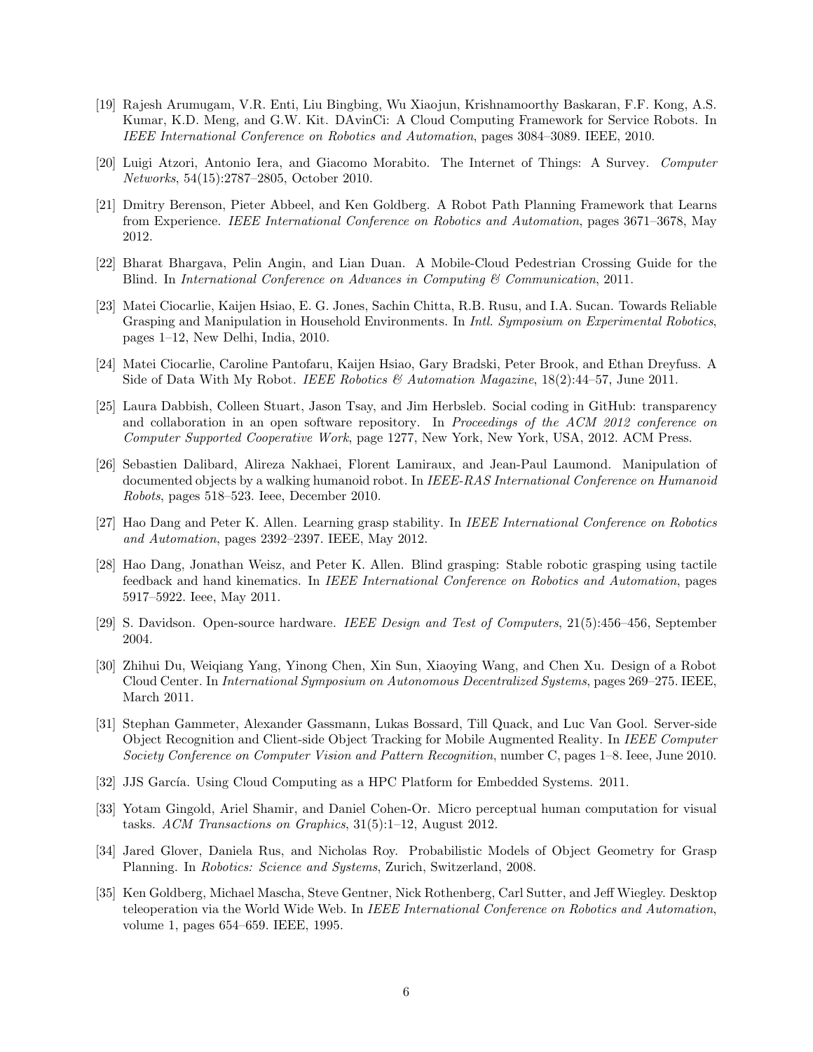[19] Rajesh Arumugam, V.R. Enti, Liu Bingbing, Wu Xiaojun, Krishnamoorthy Baskaran, F.F. Kong, A.S. Kumar, K.D. Meng, and G.W. Kit. DAvinCi: A Cloud Computing Framework for Service Robots. In *IEEE International Conference on Robotics and Automation*, pages 3084–3089. IEEE, 2010.

[20] Luigi Atzori, Antonio Iera, and Giacomo Morabito. The Internet of Things: A Survey. *Computer Networks*, 54(15):2787–2805, October 2010.

[21] Dmitry Berenson, Pieter Abbeel, and Ken Goldberg. A Robot Path Planning Framework that Learns from Experience. *IEEE International Conference on Robotics and Automation*, pages 3671–3678, May 2012.

[22] Bharat Bhargava, Pelin Angin, and Lian Duan. A Mobile-Cloud Pedestrian Crossing Guide for the Blind. In *International Conference on Advances in Computing & Communication*, 2011.

[23] Matei Ciocarlie, Kaijen Hsiao, E. G. Jones, Sachin Chitta, R.B. Rusu, and I.A. Sucan. Towards Reliable Grasping and Manipulation in Household Environments. In *Intl. Symposium on Experimental Robotics*, pages 1–12, New Delhi, India, 2010.

[24] Matei Ciocarlie, Caroline Pantofaru, Kaijen Hsiao, Gary Bradski, Peter Brook, and Ethan Dreyfuss. A Side of Data With My Robot. *IEEE Robotics & Automation Magazine*, 18(2):44–57, June 2011.

[25] Laura Dabbish, Colleen Stuart, Jason Tsay, and Jim Herbsleb. Social coding in GitHub: transparency and collaboration in an open software repository. In *Proceedings of the ACM 2012 conference on Computer Supported Cooperative Work*, page 1277, New York, New York, USA, 2012. ACM Press.

[26] Sebastien Dalibard, Alireza Nakhaei, Florent Lamiraux, and Jean-Paul Laumond. Manipulation of documented objects by a walking humanoid robot. In *IEEE-RAS International Conference on Humanoid Robots*, pages 518–523. Ieee, December 2010.

[27] Hao Dang and Peter K. Allen. Learning grasp stability. In *IEEE International Conference on Robotics and Automation*, pages 2392–2397. IEEE, May 2012.

[28] Hao Dang, Jonathan Weisz, and Peter K. Allen. Blind grasping: Stable robotic grasping using tactile feedback and hand kinematics. In *IEEE International Conference on Robotics and Automation*, pages 5917–5922. Ieee, May 2011.

[29] S. Davidson. Open-source hardware. *IEEE Design and Test of Computers*, 21(5):456–456, September 2004.

[30] Zhihui Du, Weiqiang Yang, Yinong Chen, Xin Sun, Xiaoying Wang, and Chen Xu. Design of a Robot Cloud Center. In *International Symposium on Autonomous Decentralized Systems*, pages 269–275. IEEE, March 2011.

[31] Stephan Gammeter, Alexander Gassmann, Lukas Bossard, Till Quack, and Luc Van Gool. Server-side Object Recognition and Client-side Object Tracking for Mobile Augmented Reality. In *IEEE Computer Society Conference on Computer Vision and Pattern Recognition*, number C, pages 1–8. Ieee, June 2010.

[32] JJS García. Using Cloud Computing as a HPC Platform for Embedded Systems. 2011.

[33] Yotam Gingold, Ariel Shamir, and Daniel Cohen-Or. Micro perceptual human computation for visual tasks. *ACM Transactions on Graphics*, 31(5):1–12, August 2012.

[34] Jared Glover, Daniela Rus, and Nicholas Roy. Probabilistic Models of Object Geometry for Grasp Planning. In *Robotics: Science and Systems*, Zurich, Switzerland, 2008.

[35] Ken Goldberg, Michael Mascha, Steve Gentner, Nick Rothenberg, Carl Sutter, and Jeff Wiegley. Desktop teleoperation via the World Wide Web. In *IEEE International Conference on Robotics and Automation*, volume 1, pages 654–659. IEEE, 1995.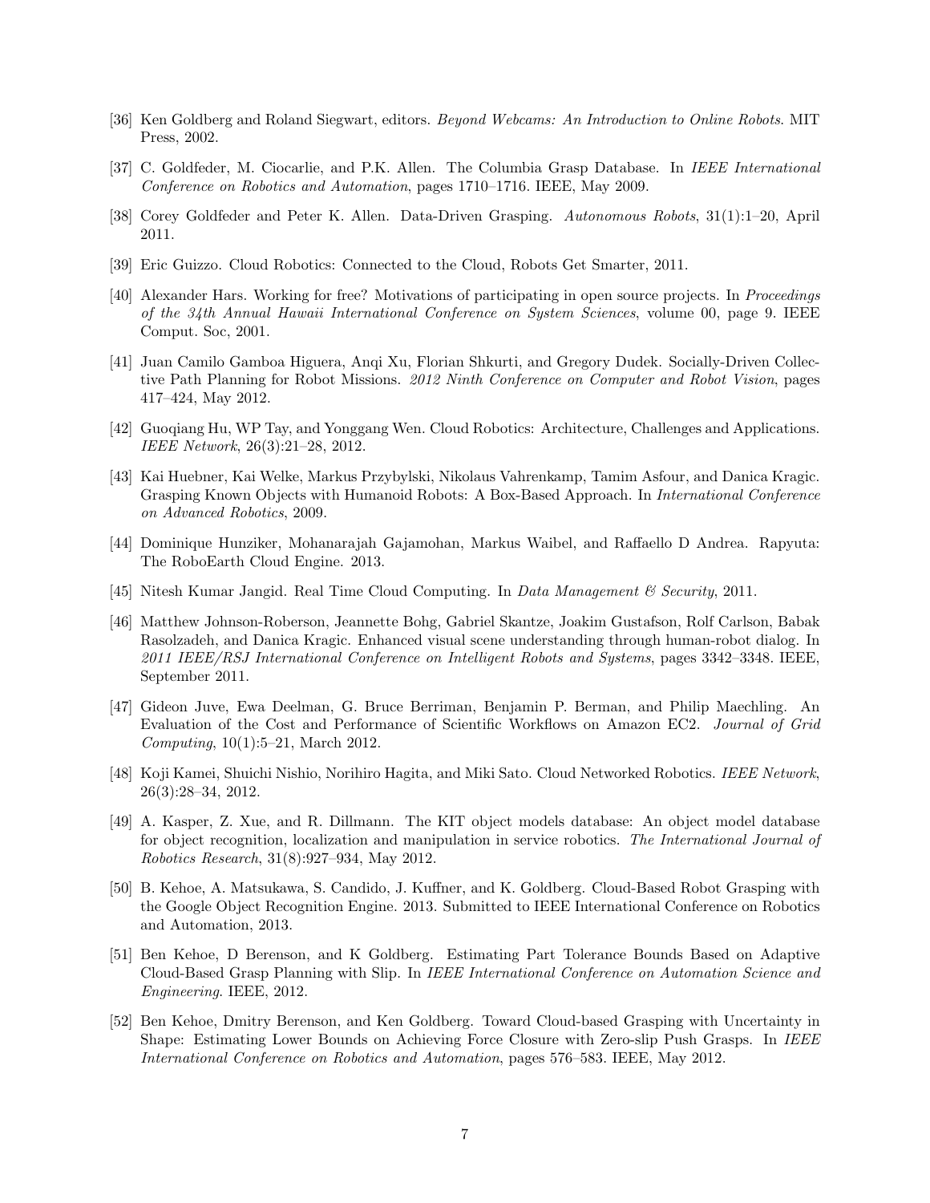[36] Ken Goldberg and Roland Siegwart, editors. *Beyond Webcams: An Introduction to Online Robots*. MIT Press, 2002.

[37] C. Goldfeder, M. Ciocarlie, and P.K. Allen. The Columbia Grasp Database. In *IEEE International Conference on Robotics and Automation*, pages 1710–1716. IEEE, May 2009.

[38] Corey Goldfeder and Peter K. Allen. Data-Driven Grasping. *Autonomous Robots*, 31(1):1–20, April 2011.

[39] Eric Guizzo. Cloud Robotics: Connected to the Cloud, Robots Get Smarter, 2011.

[40] Alexander Hars. Working for free? Motivations of participating in open source projects. In *Proceedings of the 34th Annual Hawaii International Conference on System Sciences*, volume 00, page 9. IEEE Comput. Soc, 2001.

[41] Juan Camilo Gamboa Higuera, Anqi Xu, Florian Shkurti, and Gregory Dudek. Socially-Driven Collective Path Planning for Robot Missions. *2012 Ninth Conference on Computer and Robot Vision*, pages 417–424, May 2012.

[42] Guoqiang Hu, WP Tay, and Yonggang Wen. Cloud Robotics: Architecture, Challenges and Applications. *IEEE Network*, 26(3):21–28, 2012.

[43] Kai Huebner, Kai Welke, Markus Przybylski, Nikolaus Vahrenkamp, Tamim Asfour, and Danica Kragic. Grasping Known Objects with Humanoid Robots: A Box-Based Approach. In *International Conference on Advanced Robotics*, 2009.

[44] Dominique Hunziker, Mohanarajah Gajamohan, Markus Waibel, and Raffaello D Andrea. Rapyuta: The RoboEarth Cloud Engine. 2013.

[45] Nitesh Kumar Jangid. Real Time Cloud Computing. In *Data Management & Security*, 2011.

[46] Matthew Johnson-Roberson, Jeannette Bohg, Gabriel Skantze, Joakim Gustafson, Rolf Carlson, Babak Rasolzadeh, and Danica Kragic. Enhanced visual scene understanding through human-robot dialog. In *2011 IEEE/RSJ International Conference on Intelligent Robots and Systems*, pages 3342–3348. IEEE, September 2011.

[47] Gideon Juve, Ewa Deelman, G. Bruce Berriman, Benjamin P. Berman, and Philip Maechling. An Evaluation of the Cost and Performance of Scientific Workflows on Amazon EC2. *Journal of Grid Computing*, 10(1):5–21, March 2012.

[48] Koji Kamei, Shuichi Nishio, Norihiro Hagita, and Miki Sato. Cloud Networked Robotics. *IEEE Network*, 26(3):28–34, 2012.

[49] A. Kasper, Z. Xue, and R. Dillmann. The KIT object models database: An object model database for object recognition, localization and manipulation in service robotics. *The International Journal of Robotics Research*, 31(8):927–934, May 2012.

[50] B. Kehoe, A. Matsukawa, S. Candido, J. Kuffner, and K. Goldberg. Cloud-Based Robot Grasping with the Google Object Recognition Engine. 2013. Submitted to IEEE International Conference on Robotics and Automation, 2013.

[51] Ben Kehoe, D Berenson, and K Goldberg. Estimating Part Tolerance Bounds Based on Adaptive Cloud-Based Grasp Planning with Slip. In *IEEE International Conference on Automation Science and Engineering*. IEEE, 2012.

[52] Ben Kehoe, Dmitry Berenson, and Ken Goldberg. Toward Cloud-based Grasping with Uncertainty in Shape: Estimating Lower Bounds on Achieving Force Closure with Zero-slip Push Grasps. In *IEEE International Conference on Robotics and Automation*, pages 576–583. IEEE, May 2012.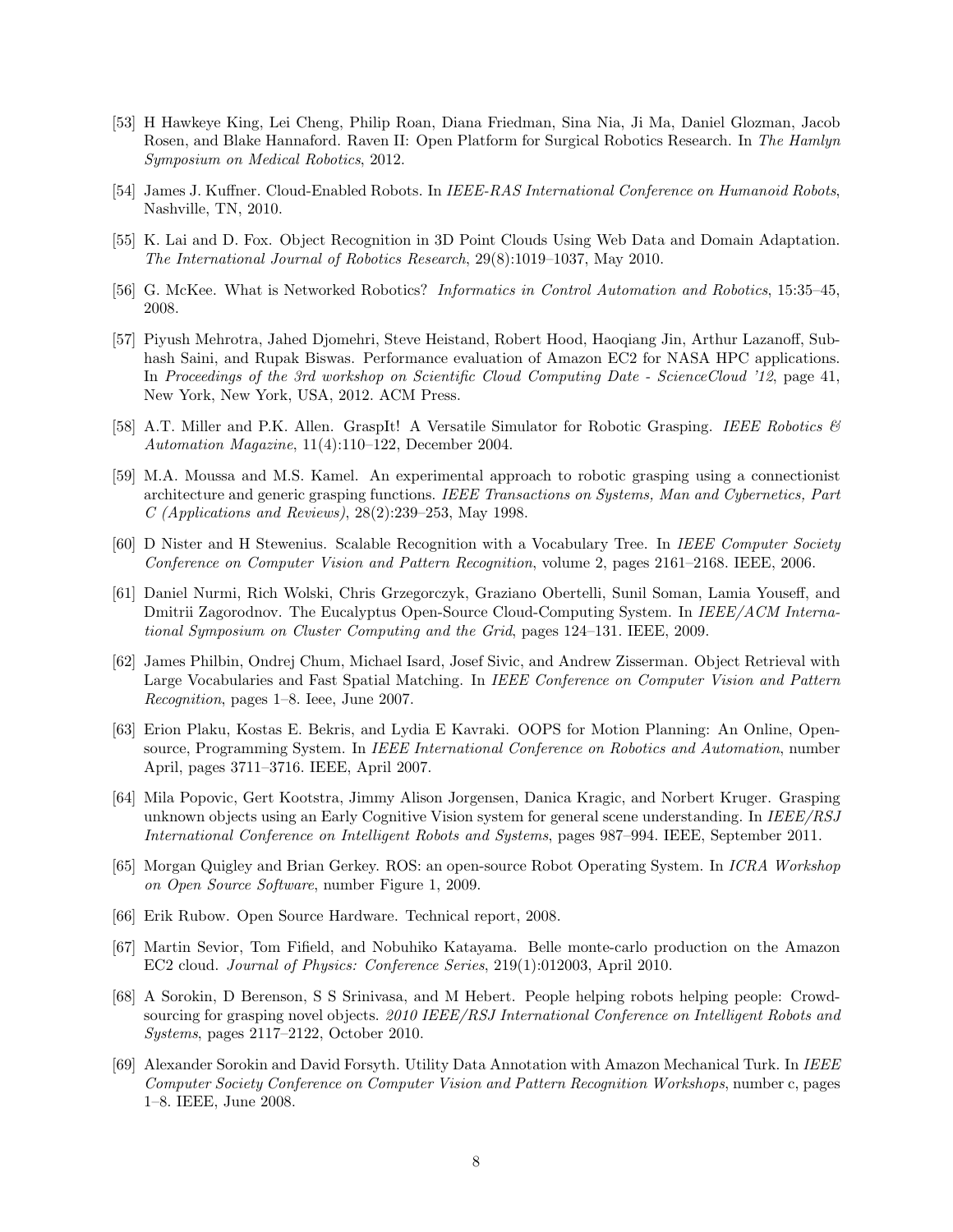[53] H Hawkeye King, Lei Cheng, Philip Roan, Diana Friedman, Sina Nia, Ji Ma, Daniel Glozman, Jacob Rosen, and Blake Hannaford. Raven II: Open Platform for Surgical Robotics Research. In *The Hamlyn Symposium on Medical Robotics*, 2012.

[54] James J. Kuffner. Cloud-Enabled Robots. In *IEEE-RAS International Conference on Humanoid Robots*, Nashville, TN, 2010.

[55] K. Lai and D. Fox. Object Recognition in 3D Point Clouds Using Web Data and Domain Adaptation. *The International Journal of Robotics Research*, 29(8):1019–1037, May 2010.

[56] G. McKee. What is Networked Robotics? *Informatics in Control Automation and Robotics*, 15:35–45, 2008.

[57] Piyush Mehrotra, Jahed Djomehri, Steve Heistand, Robert Hood, Haoqiang Jin, Arthur Lazanoff, Subhash Saini, and Rupak Biswas. Performance evaluation of Amazon EC2 for NASA HPC applications. In *Proceedings of the 3rd workshop on Scientific Cloud Computing Date - ScienceCloud '12*, page 41, New York, New York, USA, 2012. ACM Press.

[58] A.T. Miller and P.K. Allen. GraspIt! A Versatile Simulator for Robotic Grasping. *IEEE Robotics & Automation Magazine*, 11(4):110–122, December 2004.

[59] M.A. Moussa and M.S. Kamel. An experimental approach to robotic grasping using a connectionist architecture and generic grasping functions. *IEEE Transactions on Systems, Man and Cybernetics, Part C (Applications and Reviews)*, 28(2):239–253, May 1998.

[60] D Nister and H Stewenius. Scalable Recognition with a Vocabulary Tree. In *IEEE Computer Society Conference on Computer Vision and Pattern Recognition*, volume 2, pages 2161–2168. IEEE, 2006.

[61] Daniel Nurmi, Rich Wolski, Chris Grzegorczyk, Graziano Obertelli, Sunil Soman, Lamia Youseff, and Dmitrii Zagorodnov. The Eucalyptus Open-Source Cloud-Computing System. In *IEEE/ACM International Symposium on Cluster Computing and the Grid*, pages 124–131. IEEE, 2009.

[62] James Philbin, Ondrej Chum, Michael Isard, Josef Sivic, and Andrew Zisserman. Object Retrieval with Large Vocabularies and Fast Spatial Matching. In *IEEE Conference on Computer Vision and Pattern Recognition*, pages 1–8. Ieee, June 2007.

[63] Erion Plaku, Kostas E. Bekris, and Lydia E Kavraki. OOPS for Motion Planning: An Online, Open-source, Programming System. In *IEEE International Conference on Robotics and Automation*, number April, pages 3711–3716. IEEE, April 2007.

[64] Mila Popovic, Gert Kootstra, Jimmy Alison Jorgensen, Danica Kragic, and Norbert Kruger. Grasping unknown objects using an Early Cognitive Vision system for general scene understanding. In *IEEE/RSJ International Conference on Intelligent Robots and Systems*, pages 987–994. IEEE, September 2011.

[65] Morgan Quigley and Brian Gerkey. ROS: an open-source Robot Operating System. In *ICRA Workshop on Open Source Software*, number Figure 1, 2009.

[66] Erik Rubow. Open Source Hardware. Technical report, 2008.

[67] Martin Sevior, Tom Fifield, and Nobuhiko Katayama. Belle monte-carlo production on the Amazon EC2 cloud. *Journal of Physics: Conference Series*, 219(1):012003, April 2010.

[68] A Sorokin, D Berenson, S S Srinivasa, and M Hebert. People helping robots helping people: Crowdsourcing for grasping novel objects. *2010 IEEE/RSJ International Conference on Intelligent Robots and Systems*, pages 2117–2122, October 2010.

[69] Alexander Sorokin and David Forsyth. Utility Data Annotation with Amazon Mechanical Turk. In *IEEE Computer Society Conference on Computer Vision and Pattern Recognition Workshops*, number c, pages 1–8. IEEE, June 2008.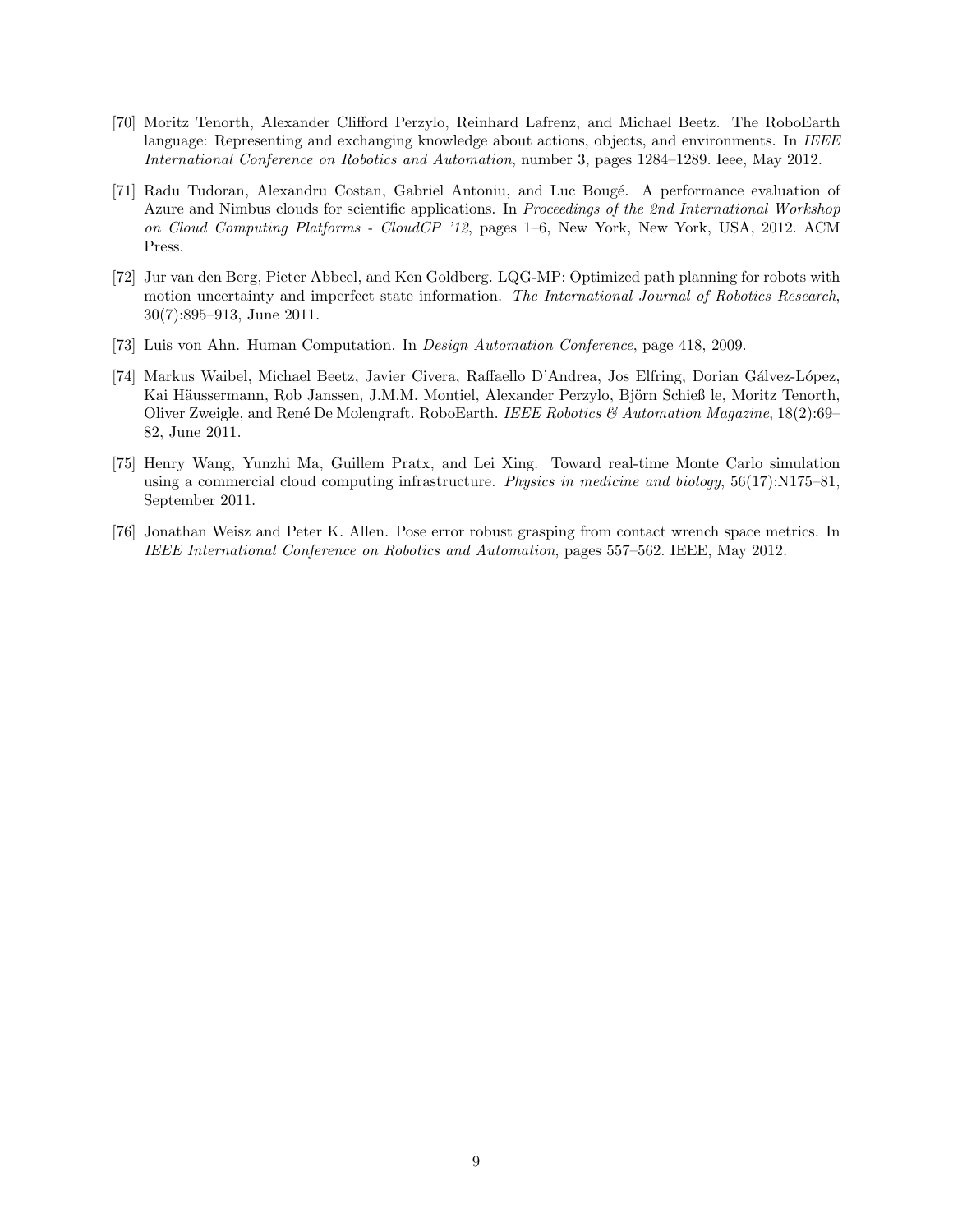[70] Moritz Tenorth, Alexander Clifford Perzylo, Reinhard Lafrenz, and Michael Beetz. The RoboEarth language: Representing and exchanging knowledge about actions, objects, and environments. In *IEEE International Conference on Robotics and Automation*, number 3, pages 1284–1289. Ieee, May 2012.

[71] Radu Tudoran, Alexandru Costan, Gabriel Antoniu, and Luc Bougé. A performance evaluation of Azure and Nimbus clouds for scientific applications. In *Proceedings of the 2nd International Workshop on Cloud Computing Platforms - CloudCP '12*, pages 1–6, New York, New York, USA, 2012. ACM Press.

[72] Jur van den Berg, Pieter Abbeel, and Ken Goldberg. LQG-MP: Optimized path planning for robots with motion uncertainty and imperfect state information. *The International Journal of Robotics Research*, 30(7):895–913, June 2011.

[73] Luis von Ahn. Human Computation. In *Design Automation Conference*, page 418, 2009.

[74] Markus Waibel, Michael Beetz, Javier Civera, Raffaello D'Andrea, Jos Elfring, Dorian Gálvez-López, Kai Häussermann, Rob Janssen, J.M.M. Montiel, Alexander Perzylo, Björn Schieß le, Moritz Tenorth, Oliver Zweigle, and René De Molengraft. RoboEarth. *IEEE Robotics & Automation Magazine*, 18(2):69–82, June 2011.

[75] Henry Wang, Yunzhi Ma, Guillem Pratx, and Lei Xing. Toward real-time Monte Carlo simulation using a commercial cloud computing infrastructure. *Physics in medicine and biology*, 56(17):N175–81, September 2011.

[76] Jonathan Weisz and Peter K. Allen. Pose error robust grasping from contact wrench space metrics. In *IEEE International Conference on Robotics and Automation*, pages 557–562. IEEE, May 2012.